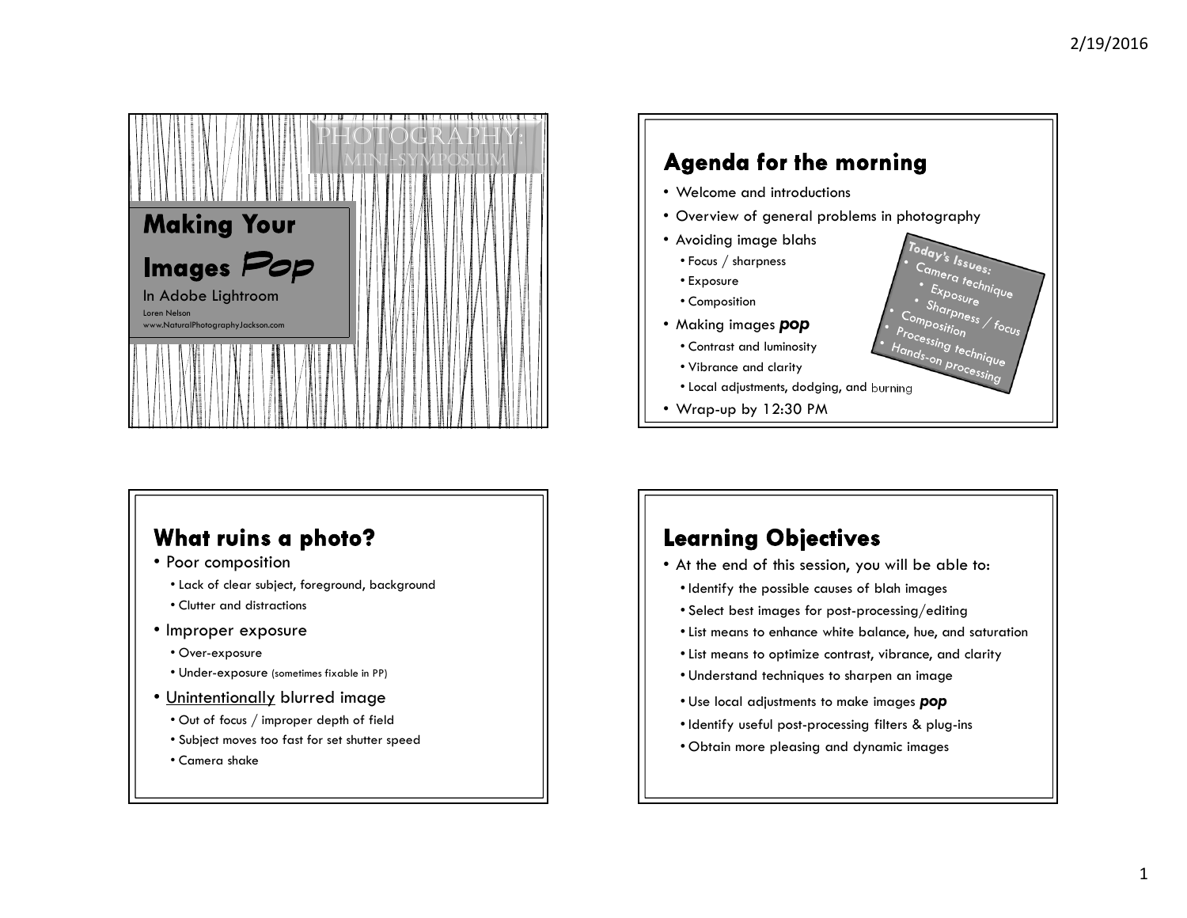# Making Your Images *Pop*

PHOTOGRAPHY: MINI-SYMPOSIUM

In Adobe Lightroom

Loren Nelson

www.NaturalPhotographyJackson.com

## Agenda for the morning

- Welcome and introductions
- Overview of general problems in photography
- Avoiding image blahs
  - Focus / sharpness
  - Exposure
  - Composition
- Making images ***pop***
  - Contrast and luminosity
  - Vibrance and clarity
  - Local adjustments, dodging, and burning
- Wrap-up by 12:30 PM

**Today's Issues:**
- Camera technique
  - Exposure
  - Sharpness / focus
- Composition
- Processing technique
- Hands-on processing

## What ruins a photo?

- Poor composition
  - Lack of clear subject, foreground, background
  - Clutter and distractions
- Improper exposure
  - Over-exposure
  - Under-exposure (sometimes fixable in PP)
- Unintentionally blurred image
  - Out of focus / improper depth of field
  - Subject moves too fast for set shutter speed
  - Camera shake

## Learning Objectives

- At the end of this session, you will be able to:
  - Identify the possible causes of blah images
  - Select best images for post-processing/editing
  - List means to enhance white balance, hue, and saturation
  - List means to optimize contrast, vibrance, and clarity
  - Understand techniques to sharpen an image
  - Use local adjustments to make images ***pop***
  - Identify useful post-processing filters & plug-ins
  - Obtain more pleasing and dynamic images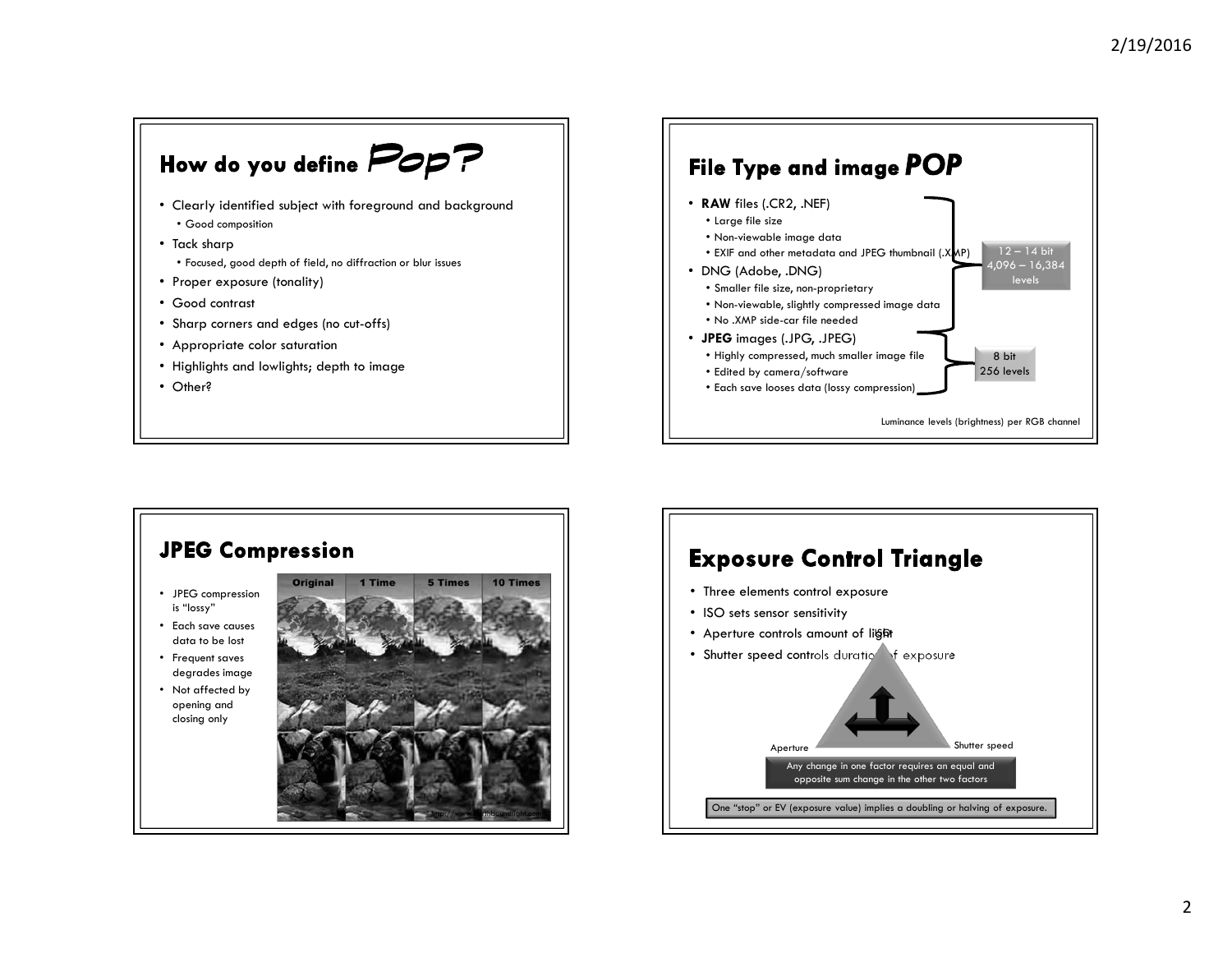## How do you define *Pop?*

- Clearly identified subject with foreground and background
  - Good composition
- Tack sharp
  - Focused, good depth of field, no diffraction or blur issues
- Proper exposure (tonality)
- Good contrast
- Sharp corners and edges (no cut-offs)
- Appropriate color saturation
- Highlights and lowlights; depth to image
- Other?

## File Type and image *POP*

- **RAW** files (.CR2, .NEF)
  - Large file size
  - Non-viewable image data
  - EXIF and other metadata and JPEG thumbnail (.XMP)
- DNG (Adobe, .DNG)
  - Smaller file size, non-proprietary
  - Non-viewable, slightly compressed image data
  - No .XMP side-car file needed
- **JPEG** images (.JPG, .JPEG)
  - Highly compressed, much smaller image file
  - Edited by camera/software
  - Each save looses data (lossy compression)

12 – 14 bit
4,096 – 16,384 levels

8 bit
256 levels

Luminance levels (brightness) per RGB channel

## JPEG Compression

- JPEG compression is "lossy"
- Each save causes data to be lost
- Frequent saves degrades image
- Not affected by opening and closing only

Original | 1 Time | 5 Times | 10 Times

## Exposure Control Triangle

- Three elements control exposure
- ISO sets sensor sensitivity
- Aperture controls amount of light
- Shutter speed controls duration of exposure

ISO

Aperture

Shutter speed

Any change in one factor requires an equal and opposite sum change in the other two factors

One "stop" or EV (exposure value) implies a doubling or halving of exposure.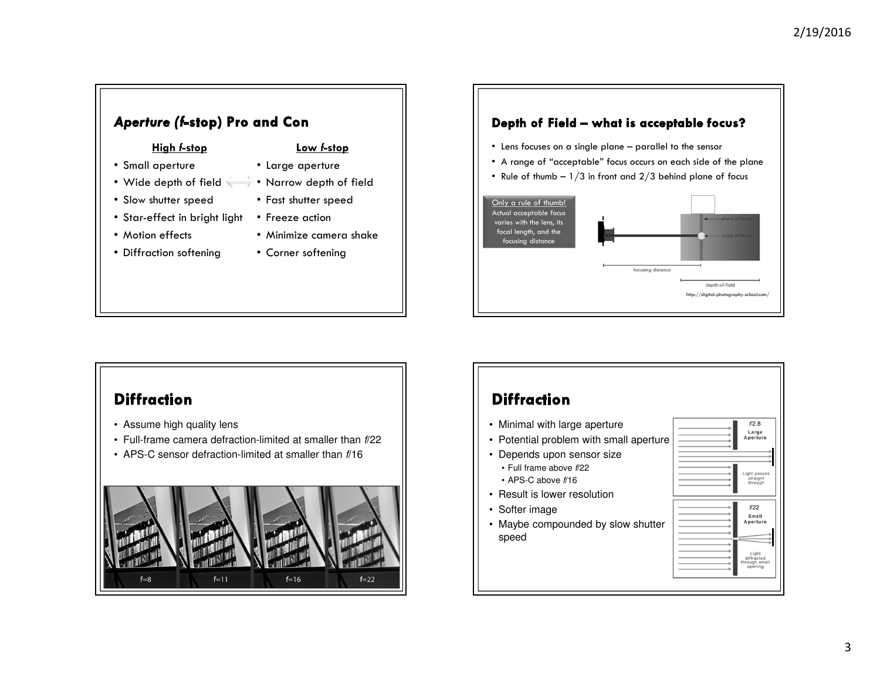## *Aperture (f-stop)* Pro and Con

| High *f*-stop | Low *f*-stop |
|---|---|
| Small aperture | Large aperture |
| Wide depth of field | Narrow depth of field |
| Slow shutter speed | Fast shutter speed |
| Star-effect in bright light | Freeze action |
| Motion effects | Minimize camera shake |
| Diffraction softening | Corner softening |

## Depth of Field – what is acceptable focus?

- Lens focuses on a single plane – parallel to the sensor
- A range of "acceptable" focus occurs on each side of the plane
- Rule of thumb – 1/3 in front and 2/3 behind plane of focus

Only a rule of thumb! Actual acceptable focus varies with the lens, its focal length, and the focusing distance

plane of focus

point of focus

focusing distance

depth-of-field

http://digital-photography-school.com/

## Diffraction

- Assume high quality lens
- Full-frame camera defraction-limited at smaller than *f*/22
- APS-C sensor defraction-limited at smaller than *f*/16

f=8 f=11 f=16 f=22

## Diffraction

- Minimal with large aperture
- Potential problem with small aperture
- Depends upon sensor size
  - Full frame above *f*/22
  - APS-C above *f*/16
- Result is lower resolution
- Softer image
- Maybe compounded by slow shutter speed

*f*/2.8 Large Aperture — Light passes straight through

*f*/22 Small Aperture — Light diffracted through small opening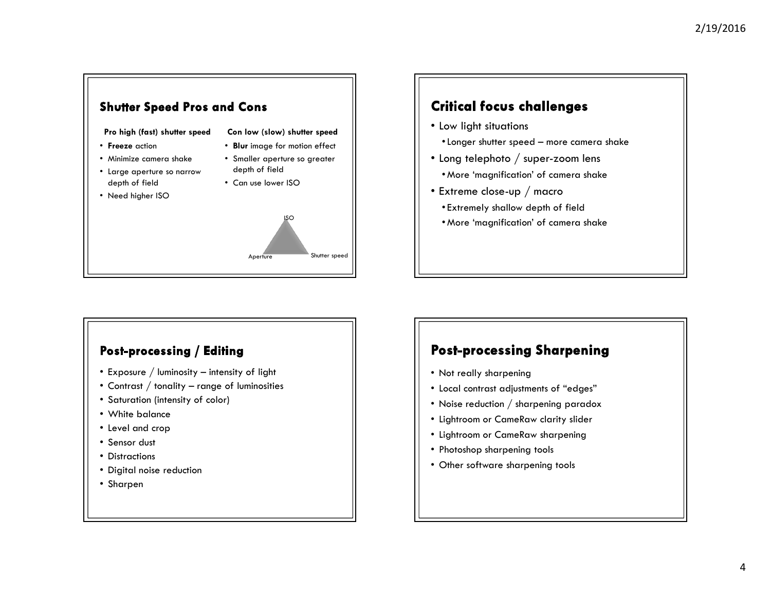## Shutter Speed Pros and Cons

**Pro high (fast) shutter speed**

- **Freeze** action
- Minimize camera shake
- Large aperture so narrow depth of field
- Need higher ISO

**Con low (slow) shutter speed**

- **Blur** image for motion effect
- Smaller aperture so greater depth of field
- Can use lower ISO

ISO

Aperture

Shutter speed

## Critical focus challenges

- Low light situations
  - Longer shutter speed – more camera shake
- Long telephoto / super-zoom lens
  - More 'magnification' of camera shake
- Extreme close-up / macro
  - Extremely shallow depth of field
  - More 'magnification' of camera shake

## Post-processing / Editing

- Exposure / luminosity – intensity of light
- Contrast / tonality – range of luminosities
- Saturation (intensity of color)
- White balance
- Level and crop
- Sensor dust
- Distractions
- Digital noise reduction
- Sharpen

## Post-processing Sharpening

- Not really sharpening
- Local contrast adjustments of "edges"
- Noise reduction / sharpening paradox
- Lightroom or CameRaw clarity slider
- Lightroom or CameRaw sharpening
- Photoshop sharpening tools
- Other software sharpening tools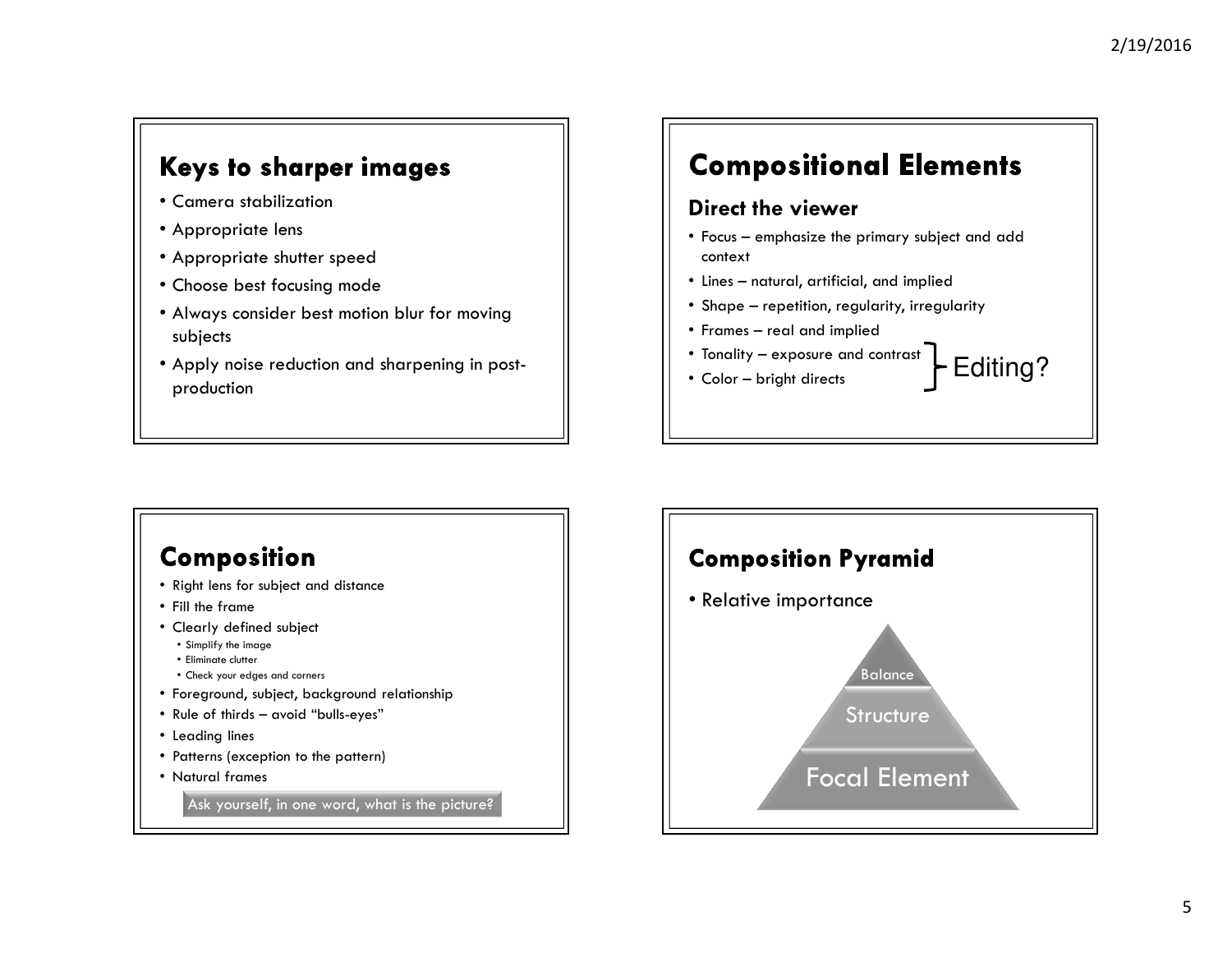## Keys to sharper images

- Camera stabilization
- Appropriate lens
- Appropriate shutter speed
- Choose best focusing mode
- Always consider best motion blur for moving subjects
- Apply noise reduction and sharpening in post-production

## Compositional Elements

### Direct the viewer

- Focus – emphasize the primary subject and add context
- Lines – natural, artificial, and implied
- Shape – repetition, regularity, irregularity
- Frames – real and implied
- Tonality – exposure and contrast
- Color – bright directs

(Tonality and Color: Editing?)

## Composition

- Right lens for subject and distance
- Fill the frame
- Clearly defined subject
  - Simplify the image
  - Eliminate clutter
  - Check your edges and corners
- Foreground, subject, background relationship
- Rule of thirds – avoid "bulls-eyes"
- Leading lines
- Patterns (exception to the pattern)
- Natural frames

Ask yourself, in one word, what is the picture?

## Composition Pyramid

- Relative importance

Balance

Structure

Focal Element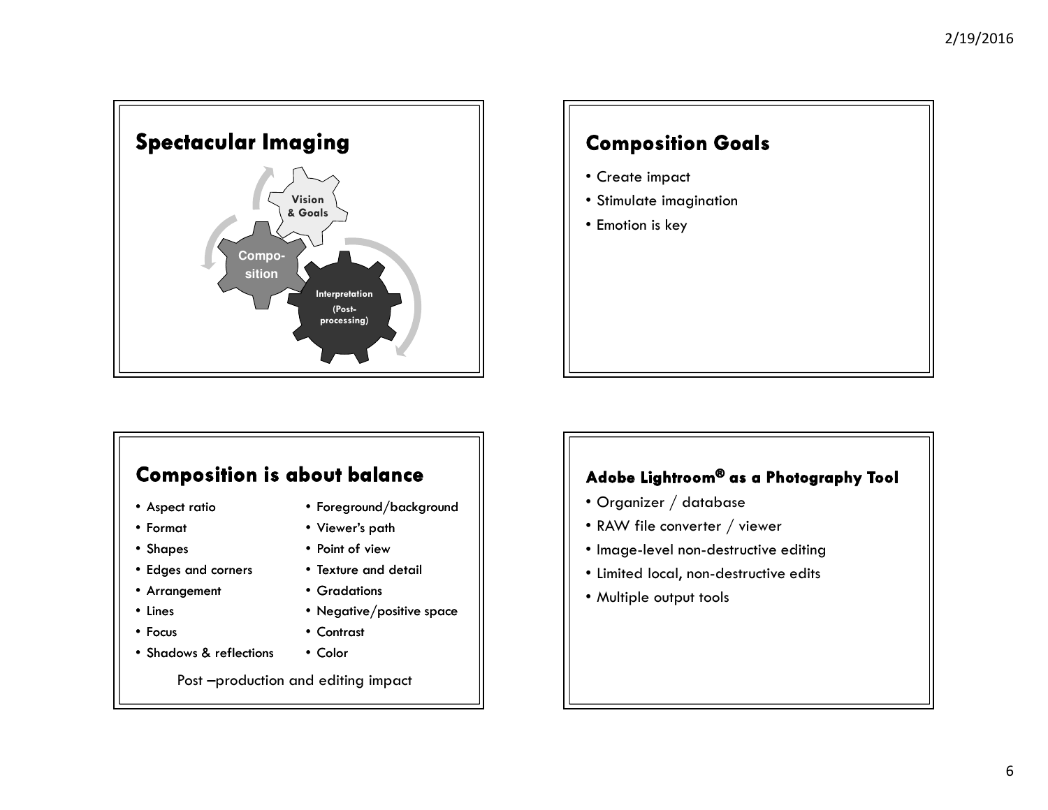## Spectacular Imaging

Vision & Goals

Compo-sition

Interpretation (Post-processing)

## Composition Goals

- Create impact
- Stimulate imagination
- Emotion is key

## Composition is about balance

- Aspect ratio
- Format
- Shapes
- Edges and corners
- Arrangement
- Lines
- Focus
- Shadows & reflections
- Foreground/background
- Viewer's path
- Point of view
- Texture and detail
- Gradations
- Negative/positive space
- Contrast
- Color

Post –production and editing impact

## Adobe Lightroom® as a Photography Tool

- Organizer / database
- RAW file converter / viewer
- Image-level non-destructive editing
- Limited local, non-destructive edits
- Multiple output tools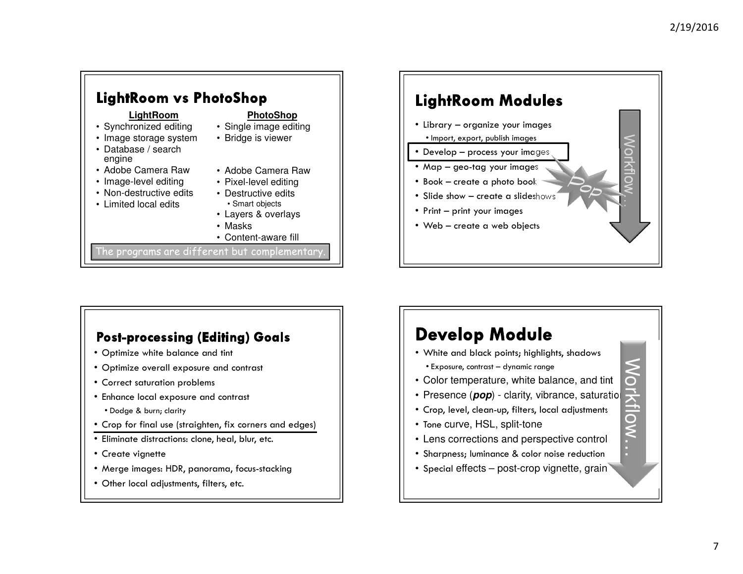## LightRoom vs PhotoShop

| LightRoom | PhotoShop |
| --- | --- |
| • Synchronized editing | • Single image editing |
| • Image storage system | • Bridge is viewer |
| • Database / search engine | |
| • Adobe Camera Raw | • Adobe Camera Raw |
| • Image-level editing | • Pixel-level editing |
| • Non-destructive edits | • Destructive edits<br>• Smart objects |
| • Limited local edits | • Layers & overlays |
| | • Masks |
| | • Content-aware fill |

The programs are different but complementary.

## LightRoom Modules

- Library – organize your images
  - Import, export, publish images
- Develop – process your images
- Map – geo-tag your images
- Book – create a photo book
- Slide show – create a slideshows
- Print – print your images
- Web – create a web objects

pop

Workflow…

## Post-processing (Editing) Goals

- Optimize white balance and tint
- Optimize overall exposure and contrast
- Correct saturation problems
- Enhance local exposure and contrast
  - Dodge & burn; clarity
- Crop for final use (straighten, fix corners and edges)
- Eliminate distractions: clone, heal, blur, etc.
- Create vignette
- Merge images: HDR, panorama, focus-stacking
- Other local adjustments, filters, etc.

## Develop Module

- White and black points; highlights, shadows
  - Exposure, contrast – dynamic range
- Color temperature, white balance, and tint
- Presence (***pop***) - clarity, vibrance, saturation
- Crop, level, clean-up, filters, local adjustments
- Tone curve, HSL, split-tone
- Lens corrections and perspective control
- Sharpness; luminance & color noise reduction
- Special effects – post-crop vignette, grain

Workflow…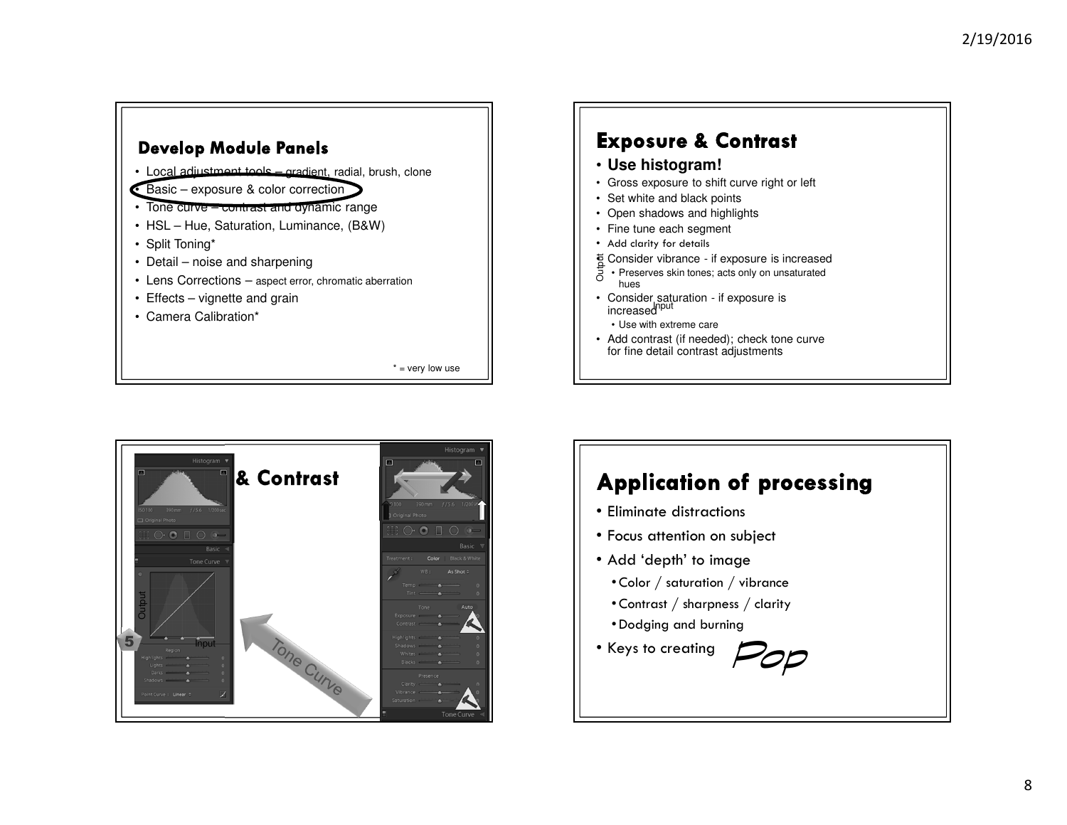## Develop Module Panels

- Local adjustment tools – gradient, radial, brush, clone
- Basic – exposure & color correction
- Tone curve – contrast and dynamic range
- HSL – Hue, Saturation, Luminance, (B&W)
- Split Toning*
- Detail – noise and sharpening
- Lens Corrections – aspect error, chromatic aberration
- Effects – vignette and grain
- Camera Calibration*

\* = very low use

## Exposure & Contrast

- **Use histogram!**
- Gross exposure to shift curve right or left
- Set white and black points
- Open shadows and highlights
- Fine tune each segment
- Add clarity for details
- Consider vibrance - if exposure is increased
  - Preserves skin tones; acts only on unsaturated hues
- Consider saturation - if exposure is increased
  - Use with extreme care
- Add contrast (if needed); check tone curve for fine detail contrast adjustments

## & Contrast

Tone Curve

## Application of processing

- Eliminate distractions
- Focus attention on subject
- Add 'depth' to image
  - Color / saturation / vibrance
  - Contrast / sharpness / clarity
  - Dodging and burning
- Keys to creating *Pop*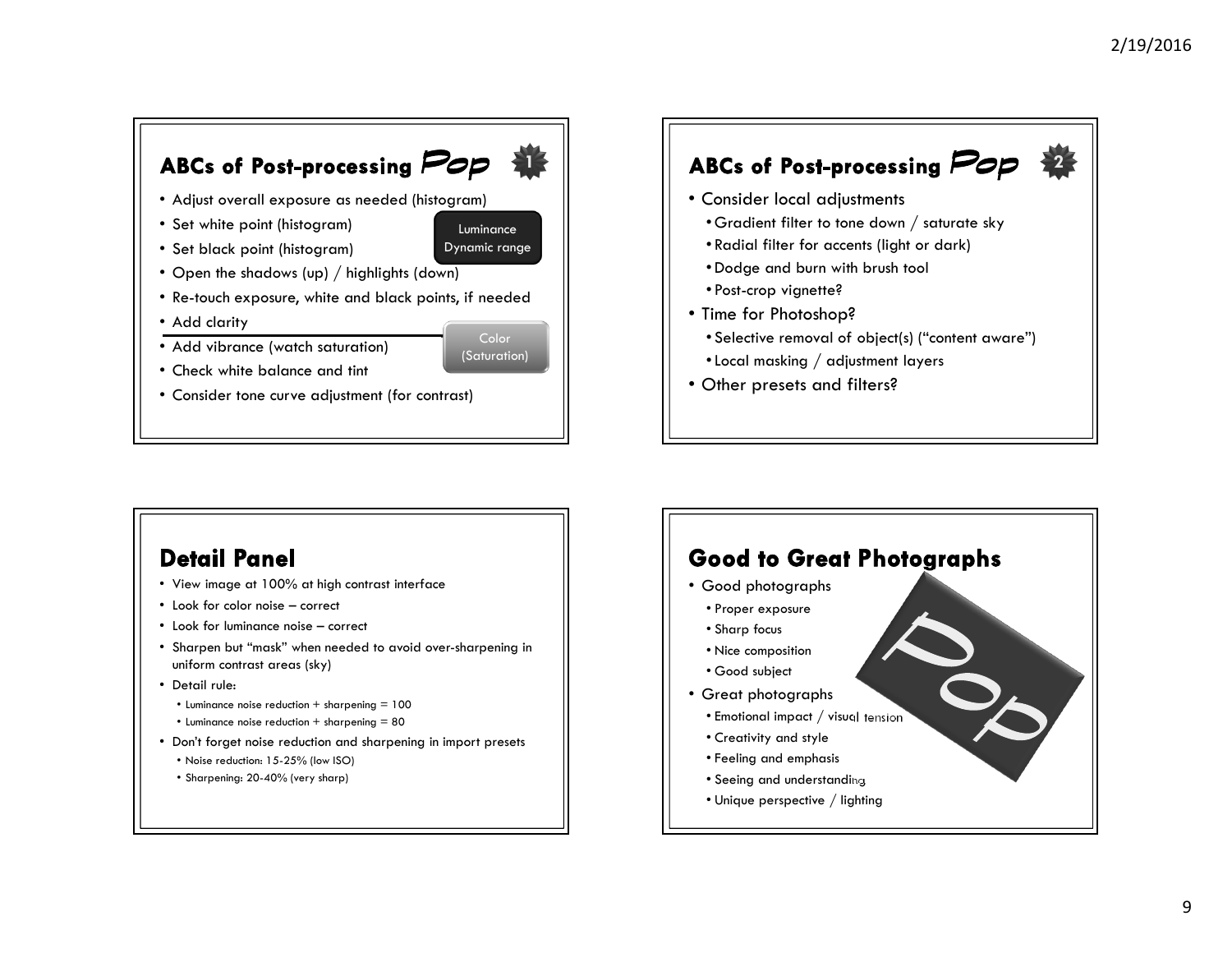## ABCs of Post-processing *Pop* 1

- Adjust overall exposure as needed (histogram)
- Set white point (histogram)
- Set black point (histogram)
- Open the shadows (up) / highlights (down)
- Re-touch exposure, white and black points, if needed
- Add clarity
- Add vibrance (watch saturation)
- Check white balance and tint
- Consider tone curve adjustment (for contrast)

Luminance
Dynamic range

Color
(Saturation)

## ABCs of Post-processing *Pop* 2

- Consider local adjustments
  - Gradient filter to tone down / saturate sky
  - Radial filter for accents (light or dark)
  - Dodge and burn with brush tool
  - Post-crop vignette?
- Time for Photoshop?
  - Selective removal of object(s) ("content aware")
  - Local masking / adjustment layers
- Other presets and filters?

## Detail Panel

- View image at 100% at high contrast interface
- Look for color noise – correct
- Look for luminance noise – correct
- Sharpen but "mask" when needed to avoid over-sharpening in uniform contrast areas (sky)
- Detail rule:
  - Luminance noise reduction + sharpening = 100
  - Luminance noise reduction + sharpening = 80
- Don't forget noise reduction and sharpening in import presets
  - Noise reduction: 15-25% (low ISO)
  - Sharpening: 20-40% (very sharp)

## Good to Great Photographs

- Good photographs
  - Proper exposure
  - Sharp focus
  - Nice composition
  - Good subject
- Great photographs
  - Emotional impact / visual tension
  - Creativity and style
  - Feeling and emphasis
  - Seeing and understanding
  - Unique perspective / lighting

Pop